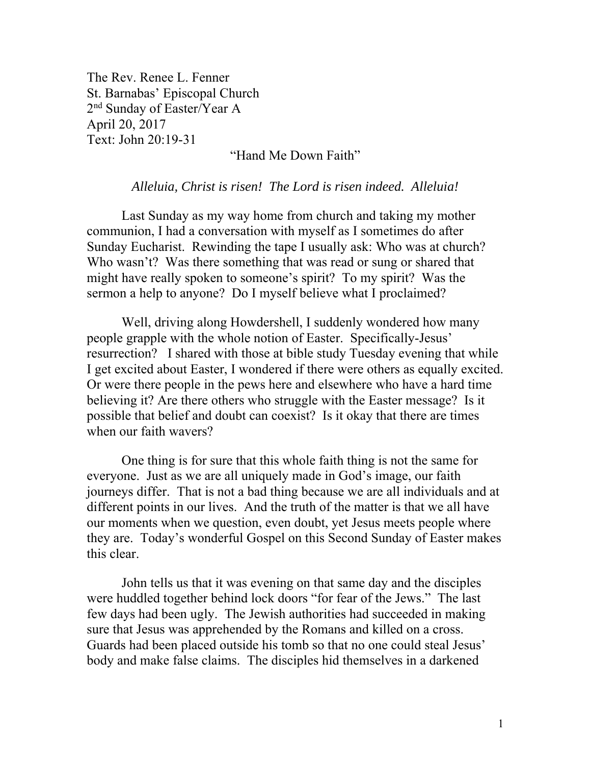The Rev. Renee L. Fenner
St. Barnabas' Episcopal Church
2nd Sunday of Easter/Year A
April 20, 2017
Text: John 20:19-31

# "Hand Me Down Faith"

*Alleluia, Christ is risen! The Lord is risen indeed. Alleluia!*

Last Sunday as my way home from church and taking my mother communion, I had a conversation with myself as I sometimes do after Sunday Eucharist. Rewinding the tape I usually ask: Who was at church? Who wasn't? Was there something that was read or sung or shared that might have really spoken to someone's spirit? To my spirit? Was the sermon a help to anyone? Do I myself believe what I proclaimed?

Well, driving along Howdershell, I suddenly wondered how many people grapple with the whole notion of Easter. Specifically-Jesus' resurrection? I shared with those at bible study Tuesday evening that while I get excited about Easter, I wondered if there were others as equally excited. Or were there people in the pews here and elsewhere who have a hard time believing it? Are there others who struggle with the Easter message? Is it possible that belief and doubt can coexist? Is it okay that there are times when our faith wavers?

One thing is for sure that this whole faith thing is not the same for everyone. Just as we are all uniquely made in God's image, our faith journeys differ. That is not a bad thing because we are all individuals and at different points in our lives. And the truth of the matter is that we all have our moments when we question, even doubt, yet Jesus meets people where they are. Today's wonderful Gospel on this Second Sunday of Easter makes this clear.

John tells us that it was evening on that same day and the disciples were huddled together behind lock doors "for fear of the Jews." The last few days had been ugly. The Jewish authorities had succeeded in making sure that Jesus was apprehended by the Romans and killed on a cross. Guards had been placed outside his tomb so that no one could steal Jesus' body and make false claims. The disciples hid themselves in a darkened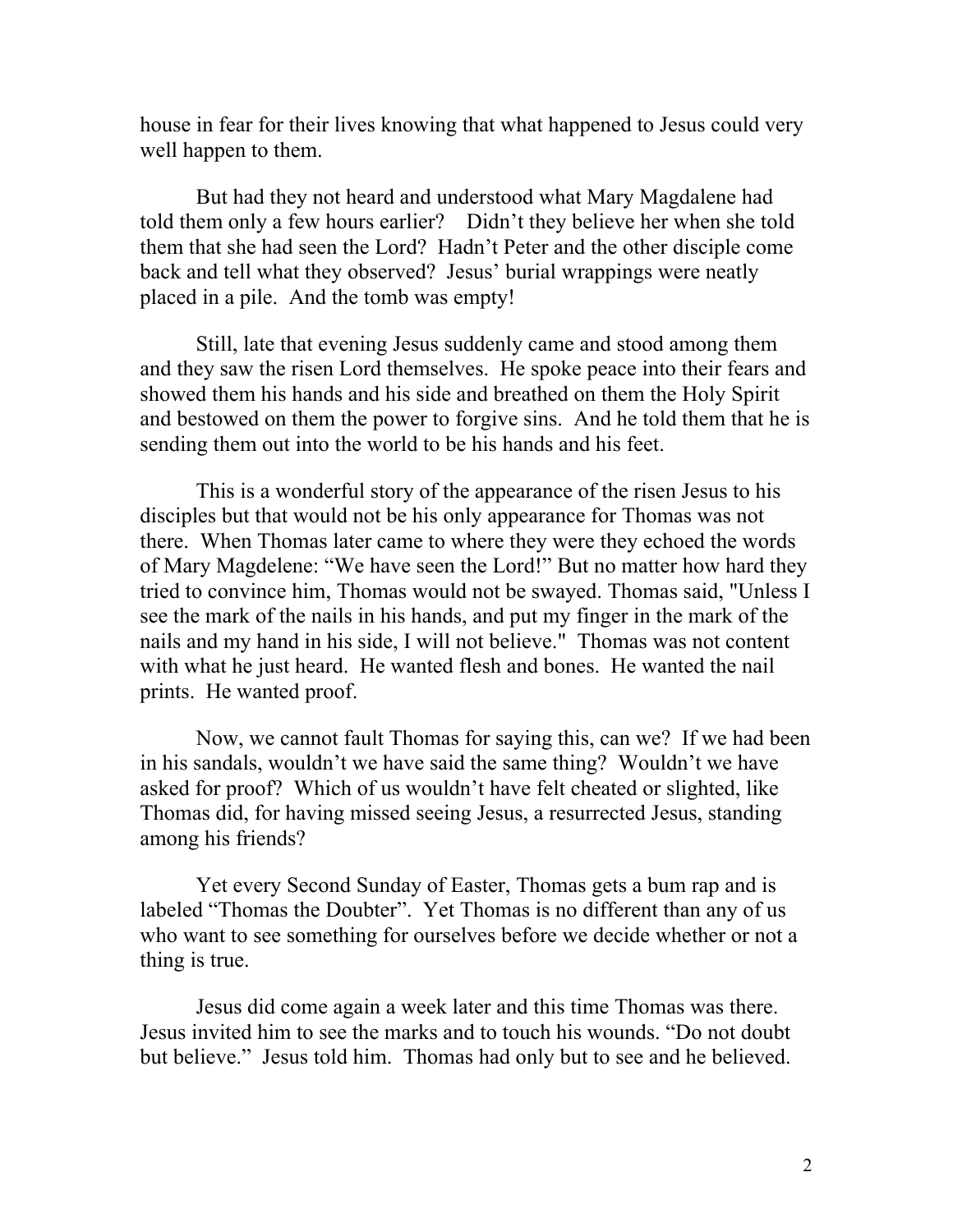house in fear for their lives knowing that what happened to Jesus could very well happen to them.

But had they not heard and understood what Mary Magdalene had told them only a few hours earlier? Didn't they believe her when she told them that she had seen the Lord? Hadn't Peter and the other disciple come back and tell what they observed? Jesus' burial wrappings were neatly placed in a pile. And the tomb was empty!

Still, late that evening Jesus suddenly came and stood among them and they saw the risen Lord themselves. He spoke peace into their fears and showed them his hands and his side and breathed on them the Holy Spirit and bestowed on them the power to forgive sins. And he told them that he is sending them out into the world to be his hands and his feet.

This is a wonderful story of the appearance of the risen Jesus to his disciples but that would not be his only appearance for Thomas was not there. When Thomas later came to where they were they echoed the words of Mary Magdelene: "We have seen the Lord!" But no matter how hard they tried to convince him, Thomas would not be swayed. Thomas said, "Unless I see the mark of the nails in his hands, and put my finger in the mark of the nails and my hand in his side, I will not believe." Thomas was not content with what he just heard. He wanted flesh and bones. He wanted the nail prints. He wanted proof.

Now, we cannot fault Thomas for saying this, can we? If we had been in his sandals, wouldn't we have said the same thing? Wouldn't we have asked for proof? Which of us wouldn't have felt cheated or slighted, like Thomas did, for having missed seeing Jesus, a resurrected Jesus, standing among his friends?

Yet every Second Sunday of Easter, Thomas gets a bum rap and is labeled "Thomas the Doubter". Yet Thomas is no different than any of us who want to see something for ourselves before we decide whether or not a thing is true.

Jesus did come again a week later and this time Thomas was there. Jesus invited him to see the marks and to touch his wounds. "Do not doubt but believe." Jesus told him. Thomas had only but to see and he believed.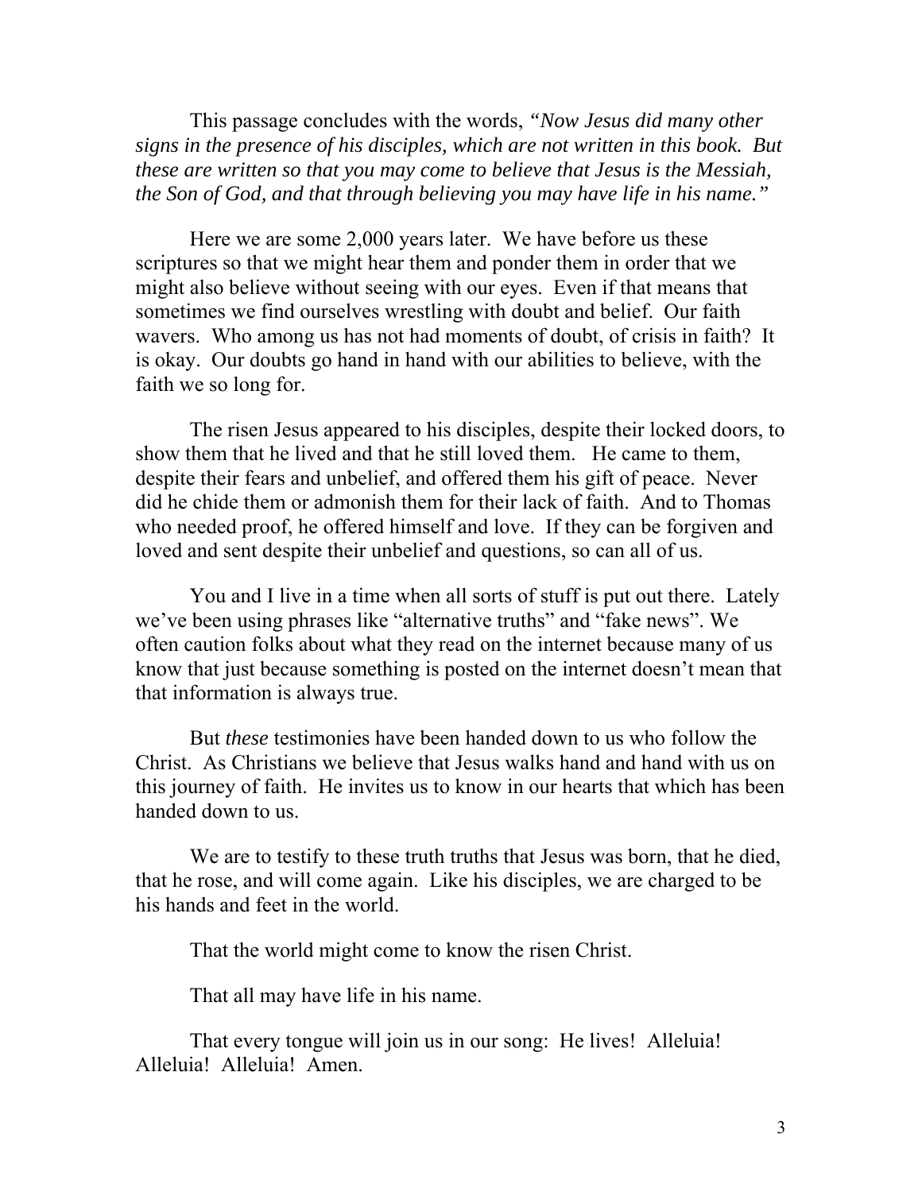This passage concludes with the words, *"Now Jesus did many other signs in the presence of his disciples, which are not written in this book. But these are written so that you may come to believe that Jesus is the Messiah, the Son of God, and that through believing you may have life in his name."*

Here we are some 2,000 years later. We have before us these scriptures so that we might hear them and ponder them in order that we might also believe without seeing with our eyes. Even if that means that sometimes we find ourselves wrestling with doubt and belief. Our faith wavers. Who among us has not had moments of doubt, of crisis in faith? It is okay. Our doubts go hand in hand with our abilities to believe, with the faith we so long for.

The risen Jesus appeared to his disciples, despite their locked doors, to show them that he lived and that he still loved them. He came to them, despite their fears and unbelief, and offered them his gift of peace. Never did he chide them or admonish them for their lack of faith. And to Thomas who needed proof, he offered himself and love. If they can be forgiven and loved and sent despite their unbelief and questions, so can all of us.

You and I live in a time when all sorts of stuff is put out there. Lately we've been using phrases like "alternative truths" and "fake news". We often caution folks about what they read on the internet because many of us know that just because something is posted on the internet doesn't mean that that information is always true.

But *these* testimonies have been handed down to us who follow the Christ. As Christians we believe that Jesus walks hand and hand with us on this journey of faith. He invites us to know in our hearts that which has been handed down to us.

We are to testify to these truth truths that Jesus was born, that he died, that he rose, and will come again. Like his disciples, we are charged to be his hands and feet in the world.

That the world might come to know the risen Christ.

That all may have life in his name.

That every tongue will join us in our song: He lives! Alleluia! Alleluia! Alleluia! Amen.